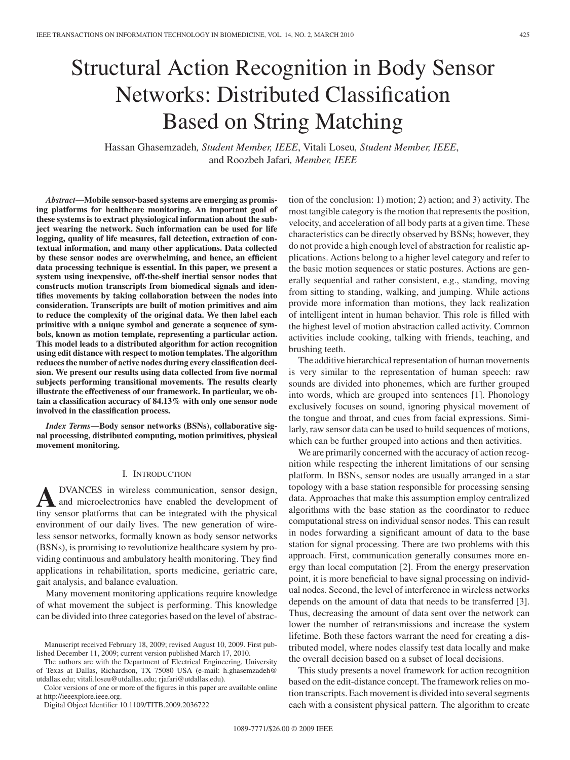# Structural Action Recognition in Body Sensor Networks: Distributed Classification Based on String Matching

Hassan Ghasemzadeh, *Student Member, IEEE*, Vitali Loseu, *Student Member, IEEE*, and Roozbeh Jafari, *Member, IEEE*

***Abstract*—Mobile sensor-based systems are emerging as promising platforms for healthcare monitoring. An important goal of these systems is to extract physiological information about the subject wearing the network. Such information can be used for life logging, quality of life measures, fall detection, extraction of contextual information, and many other applications. Data collected by these sensor nodes are overwhelming, and hence, an efficient data processing technique is essential. In this paper, we present a system using inexpensive, off-the-shelf inertial sensor nodes that constructs motion transcripts from biomedical signals and identifies movements by taking collaboration between the nodes into consideration. Transcripts are built of motion primitives and aim to reduce the complexity of the original data. We then label each primitive with a unique symbol and generate a sequence of symbols, known as motion template, representing a particular action. This model leads to a distributed algorithm for action recognition using edit distance with respect to motion templates. The algorithm reduces the number of active nodes during every classification decision. We present our results using data collected from five normal subjects performing transitional movements. The results clearly illustrate the effectiveness of our framework. In particular, we obtain a classification accuracy of 84.13% with only one sensor node involved in the classification process.**

***Index Terms*—Body sensor networks (BSNs), collaborative signal processing, distributed computing, motion primitives, physical movement monitoring.**

## I. Introduction

Advances in wireless communication, sensor design, and microelectronics have enabled the development of tiny sensor platforms that can be integrated with the physical environment of our daily lives. The new generation of wireless sensor networks, formally known as body sensor networks (BSNs), is promising to revolutionize healthcare system by providing continuous and ambulatory health monitoring. They find applications in rehabilitation, sports medicine, geriatric care, gait analysis, and balance evaluation.

Many movement monitoring applications require knowledge of what movement the subject is performing. This knowledge can be divided into three categories based on the level of abstraction of the conclusion: 1) motion; 2) action; and 3) activity. The most tangible category is the motion that represents the position, velocity, and acceleration of all body parts at a given time. These characteristics can be directly observed by BSNs; however, they do not provide a high enough level of abstraction for realistic applications. Actions belong to a higher level category and refer to the basic motion sequences or static postures. Actions are generally sequential and rather consistent, e.g., standing, moving from sitting to standing, walking, and jumping. While actions provide more information than motions, they lack realization of intelligent intent in human behavior. This role is filled with the highest level of motion abstraction called activity. Common activities include cooking, talking with friends, teaching, and brushing teeth.

The additive hierarchical representation of human movements is very similar to the representation of human speech: raw sounds are divided into phonemes, which are further grouped into words, which are grouped into sentences [1]. Phonology exclusively focuses on sound, ignoring physical movement of the tongue and throat, and cues from facial expressions. Similarly, raw sensor data can be used to build sequences of motions, which can be further grouped into actions and then activities.

We are primarily concerned with the accuracy of action recognition while respecting the inherent limitations of our sensing platform. In BSNs, sensor nodes are usually arranged in a star topology with a base station responsible for processing sensing data. Approaches that make this assumption employ centralized algorithms with the base station as the coordinator to reduce computational stress on individual sensor nodes. This can result in nodes forwarding a significant amount of data to the base station for signal processing. There are two problems with this approach. First, communication generally consumes more energy than local computation [2]. From the energy preservation point, it is more beneficial to have signal processing on individual nodes. Second, the level of interference in wireless networks depends on the amount of data that needs to be transferred [3]. Thus, decreasing the amount of data sent over the network can lower the number of retransmissions and increase the system lifetime. Both these factors warrant the need for creating a distributed model, where nodes classify test data locally and make the overall decision based on a subset of local decisions.

This study presents a novel framework for action recognition based on the edit-distance concept. The framework relies on motion transcripts. Each movement is divided into several segments each with a consistent physical pattern. The algorithm to create

---

Manuscript received February 18, 2009; revised August 10, 2009. First published December 11, 2009; current version published March 17, 2010.

The authors are with the Department of Electrical Engineering, University of Texas at Dallas, Richardson, TX 75080 USA (e-mail: h.ghasemzadeh@utdallas.edu; vitali.loseu@utdallas.edu; rjafari@utdallas.edu).

Color versions of one or more of the figures in this paper are available online at http://ieeexplore.ieee.org.

Digital Object Identifier 10.1109/TITB.2009.2036722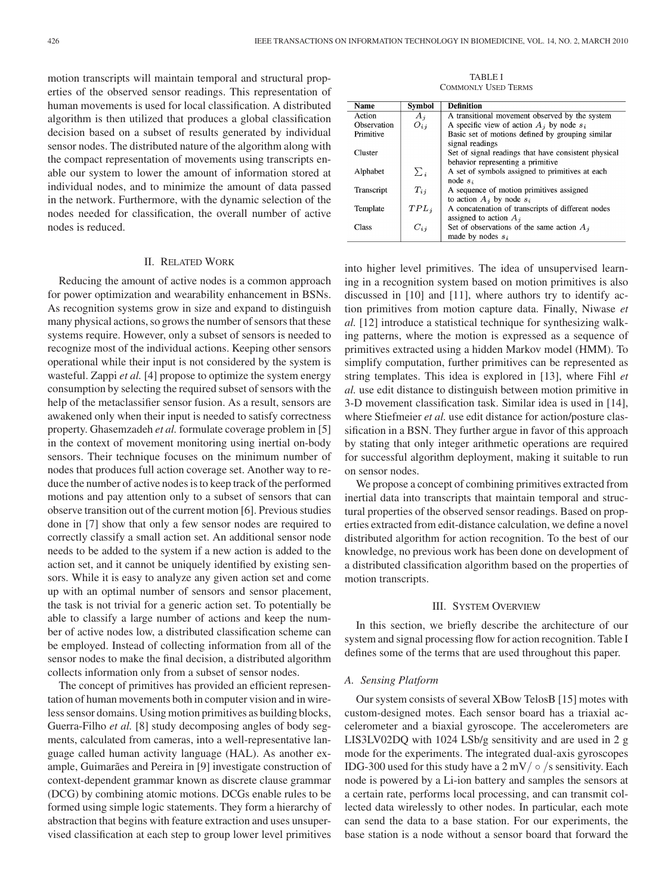motion transcripts will maintain temporal and structural properties of the observed sensor readings. This representation of human movements is used for local classification. A distributed algorithm is then utilized that produces a global classification decision based on a subset of results generated by individual sensor nodes. The distributed nature of the algorithm along with the compact representation of movements using transcripts enable our system to lower the amount of information stored at individual nodes, and to minimize the amount of data passed in the network. Furthermore, with the dynamic selection of the nodes needed for classification, the overall number of active nodes is reduced.

## II. Related Work

Reducing the amount of active nodes is a common approach for power optimization and wearability enhancement in BSNs. As recognition systems grow in size and expand to distinguish many physical actions, so grows the number of sensors that these systems require. However, only a subset of sensors is needed to recognize most of the individual actions. Keeping other sensors operational while their input is not considered by the system is wasteful. Zappi *et al.* [4] propose to optimize the system energy consumption by selecting the required subset of sensors with the help of the metaclassifier sensor fusion. As a result, sensors are awakened only when their input is needed to satisfy correctness property. Ghasemzadeh *et al.* formulate coverage problem in [5] in the context of movement monitoring using inertial on-body sensors. Their technique focuses on the minimum number of nodes that produces full action coverage set. Another way to reduce the number of active nodes is to keep track of the performed motions and pay attention only to a subset of sensors that can observe transition out of the current motion [6]. Previous studies done in [7] show that only a few sensor nodes are required to correctly classify a small action set. An additional sensor node needs to be added to the system if a new action is added to the action set, and it cannot be uniquely identified by existing sensors. While it is easy to analyze any given action set and come up with an optimal number of sensors and sensor placement, the task is not trivial for a generic action set. To potentially be able to classify a large number of actions and keep the number of active nodes low, a distributed classification scheme can be employed. Instead of collecting information from all of the sensor nodes to make the final decision, a distributed algorithm collects information only from a subset of sensor nodes.

The concept of primitives has provided an efficient representation of human movements both in computer vision and in wireless sensor domains. Using motion primitives as building blocks, Guerra-Filho *et al.* [8] study decomposing angles of body segments, calculated from cameras, into a well-representative language called human activity language (HAL). As another example, Guimarães and Pereira in [9] investigate construction of context-dependent grammar known as discrete clause grammar (DCG) by combining atomic motions. DCGs enable rules to be formed using simple logic statements. They form a hierarchy of abstraction that begins with feature extraction and uses unsupervised classification at each step to group lower level primitives into higher level primitives. The idea of unsupervised learning in a recognition system based on motion primitives is also discussed in [10] and [11], where authors try to identify action primitives from motion capture data. Finally, Niwase *et al.* [12] introduce a statistical technique for synthesizing walking patterns, where the motion is expressed as a sequence of primitives extracted using a hidden Markov model (HMM). To simplify computation, further primitives can be represented as string templates. This idea is explored in [13], where Fihl *et al.* use edit distance to distinguish between motion primitive in 3-D movement classification task. Similar idea is used in [14], where Stiefmeier *et al.* use edit distance for action/posture classification in a BSN. They further argue in favor of this approach by stating that only integer arithmetic operations are required for successful algorithm deployment, making it suitable to run on sensor nodes.

We propose a concept of combining primitives extracted from inertial data into transcripts that maintain temporal and structural properties of the observed sensor readings. Based on properties extracted from edit-distance calculation, we define a novel distributed algorithm for action recognition. To the best of our knowledge, no previous work has been done on development of a distributed classification algorithm based on the properties of motion transcripts.

TABLE I
Commonly Used Terms

| Name | Symbol | Definition |
|---|---|---|
| Action | $A_j$ | A transitional movement observed by the system |
| Observation | $O_{ij}$ | A specific view of action $A_j$ by node $s_i$ |
| Primitive | | Basic set of motions defined by grouping similar signal readings |
| Cluster | | Set of signal readings that have consistent physical behavior representing a primitive |
| Alphabet | $\sum_i$ | A set of symbols assigned to primitives at each node $s_i$ |
| Transcript | $T_{ij}$ | A sequence of motion primitives assigned to action $A_j$ by node $s_i$ |
| Template | $TPL_j$ | A concatenation of transcripts of different nodes assigned to action $A_j$ |
| Class | $C_{ij}$ | Set of observations of the same action $A_j$ made by nodes $s_i$ |

## III. System Overview

In this section, we briefly describe the architecture of our system and signal processing flow for action recognition. Table I defines some of the terms that are used throughout this paper.

### A. Sensing Platform

Our system consists of several XBow TelosB [15] motes with custom-designed motes. Each sensor board has a triaxial accelerometer and a biaxial gyroscope. The accelerometers are LIS3LV02DQ with 1024 LSb/g sensitivity and are used in 2 g mode for the experiments. The integrated dual-axis gyroscopes IDG-300 used for this study have a 2 mV/ ∘ /s sensitivity. Each node is powered by a Li-ion battery and samples the sensors at a certain rate, performs local processing, and can transmit collected data wirelessly to other nodes. In particular, each mote can send the data to a base station. For our experiments, the base station is a node without a sensor board that forward the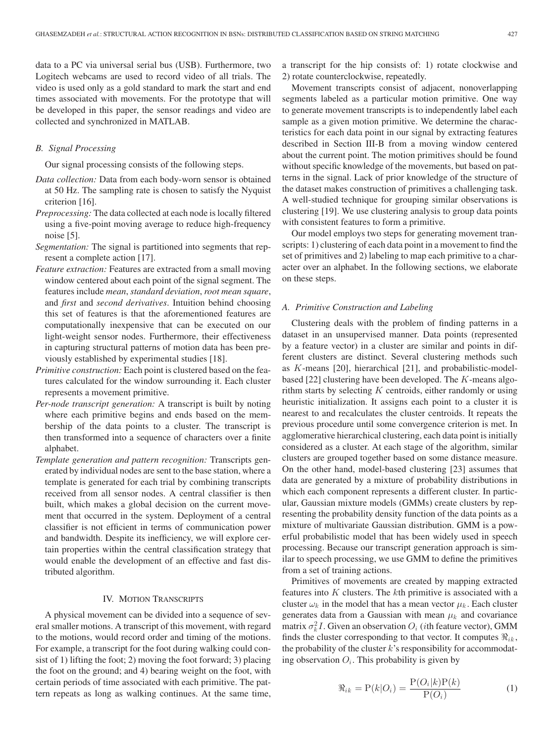data to a PC via universal serial bus (USB). Furthermore, two Logitech webcams are used to record video of all trials. The video is used only as a gold standard to mark the start and end times associated with movements. For the prototype that will be developed in this paper, the sensor readings and video are collected and synchronized in MATLAB.

### B. Signal Processing

Our signal processing consists of the following steps.

*Data collection:* Data from each body-worn sensor is obtained at 50 Hz. The sampling rate is chosen to satisfy the Nyquist criterion [16].

*Preprocessing:* The data collected at each node is locally filtered using a five-point moving average to reduce high-frequency noise [5].

*Segmentation:* The signal is partitioned into segments that represent a complete action [17].

*Feature extraction:* Features are extracted from a small moving window centered about each point of the signal segment. The features include *mean*, *standard deviation*, *root mean square*, and *first* and *second derivatives*. Intuition behind choosing this set of features is that the aforementioned features are computationally inexpensive that can be executed on our light-weight sensor nodes. Furthermore, their effectiveness in capturing structural patterns of motion data has been previously established by experimental studies [18].

*Primitive construction:* Each point is clustered based on the features calculated for the window surrounding it. Each cluster represents a movement primitive.

*Per-node transcript generation:* A transcript is built by noting where each primitive begins and ends based on the membership of the data points to a cluster. The transcript is then transformed into a sequence of characters over a finite alphabet.

*Template generation and pattern recognition:* Transcripts generated by individual nodes are sent to the base station, where a template is generated for each trial by combining transcripts received from all sensor nodes. A central classifier is then built, which makes a global decision on the current movement that occurred in the system. Deployment of a central classifier is not efficient in terms of communication power and bandwidth. Despite its inefficiency, we will explore certain properties within the central classification strategy that would enable the development of an effective and fast distributed algorithm.

## IV. Motion Transcripts

A physical movement can be divided into a sequence of several smaller motions. A transcript of this movement, with regard to the motions, would record order and timing of the motions. For example, a transcript for the foot during walking could consist of 1) lifting the foot; 2) moving the foot forward; 3) placing the foot on the ground; and 4) bearing weight on the foot, with certain periods of time associated with each primitive. The pattern repeats as long as walking continues. At the same time, a transcript for the hip consists of: 1) rotate clockwise and 2) rotate counterclockwise, repeatedly.

Movement transcripts consist of adjacent, nonoverlapping segments labeled as a particular motion primitive. One way to generate movement transcripts is to independently label each sample as a given motion primitive. We determine the characteristics for each data point in our signal by extracting features described in Section III-B from a moving window centered about the current point. The motion primitives should be found without specific knowledge of the movements, but based on patterns in the signal. Lack of prior knowledge of the structure of the dataset makes construction of primitives a challenging task. A well-studied technique for grouping similar observations is clustering [19]. We use clustering analysis to group data points with consistent features to form a primitive.

Our model employs two steps for generating movement transcripts: 1) clustering of each data point in a movement to find the set of primitives and 2) labeling to map each primitive to a character over an alphabet. In the following sections, we elaborate on these steps.

### A. Primitive Construction and Labeling

Clustering deals with the problem of finding patterns in a dataset in an unsupervised manner. Data points (represented by a feature vector) in a cluster are similar and points in different clusters are distinct. Several clustering methods such as $K$-means [20], hierarchical [21], and probabilistic-model-based [22] clustering have been developed. The $K$-means algorithm starts by selecting $K$ centroids, either randomly or using heuristic initialization. It assigns each point to a cluster it is nearest to and recalculates the cluster centroids. It repeats the previous procedure until some convergence criterion is met. In agglomerative hierarchical clustering, each data point is initially considered as a cluster. At each stage of the algorithm, similar clusters are grouped together based on some distance measure. On the other hand, model-based clustering [23] assumes that data are generated by a mixture of probability distributions in which each component represents a different cluster. In particular, Gaussian mixture models (GMMs) create clusters by representing the probability density function of the data points as a mixture of multivariate Gaussian distribution. GMM is a powerful probabilistic model that has been widely used in speech processing. Because our transcript generation approach is similar to speech processing, we use GMM to define the primitives from a set of training actions.

Primitives of movements are created by mapping extracted features into $K$ clusters. The $k$th primitive is associated with a cluster $\omega_k$ in the model that has a mean vector $\mu_k$. Each cluster generates data from a Gaussian with mean $\mu_k$ and covariance matrix $\sigma_k^2 I$. Given an observation $O_i$ ($i$th feature vector), GMM finds the cluster corresponding to that vector. It computes $\Re_{ik}$, the probability of the cluster $k$'s responsibility for accommodating observation $O_i$. This probability is given by

$$\Re_{ik} = \mathrm{P}(k|O_i) = \frac{\mathrm{P}(O_i|k)\mathrm{P}(k)}{\mathrm{P}(O_i)} \tag{1}$$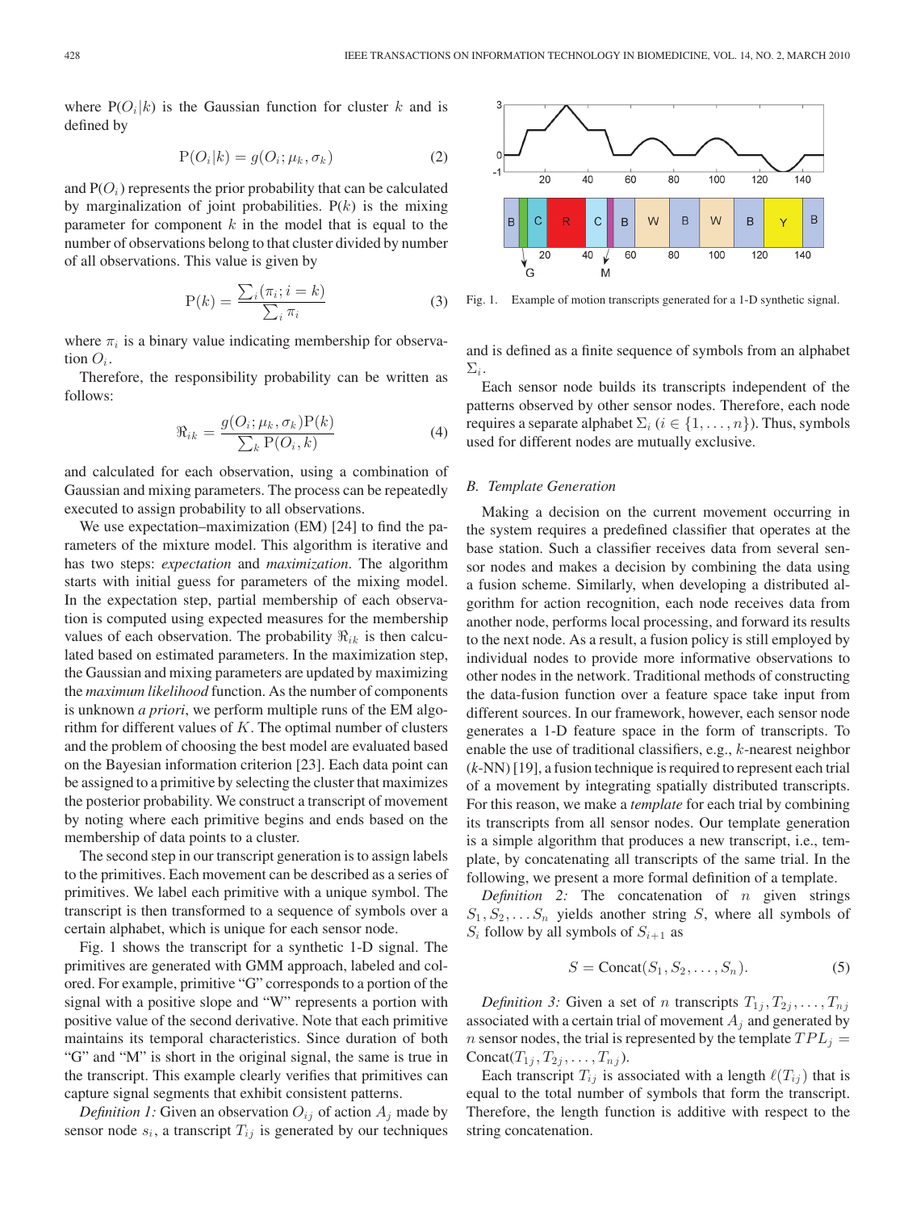where $P(O_i|k)$ is the Gaussian function for cluster $k$ and is defined by

$$P(O_i|k) = g(O_i; \mu_k, \sigma_k) \tag{2}$$

and $P(O_i)$ represents the prior probability that can be calculated by marginalization of joint probabilities. $P(k)$ is the mixing parameter for component $k$ in the model that is equal to the number of observations belong to that cluster divided by number of all observations. This value is given by

$$P(k) = \frac{\sum_i (\pi_i; i = k)}{\sum_i \pi_i} \tag{3}$$

where $\pi_i$ is a binary value indicating membership for observation $O_i$.

Therefore, the responsibility probability can be written as follows:

$$\Re_{ik} = \frac{g(O_i; \mu_k, \sigma_k)P(k)}{\sum_k P(O_i, k)} \tag{4}$$

and calculated for each observation, using a combination of Gaussian and mixing parameters. The process can be repeatedly executed to assign probability to all observations.

We use expectation–maximization (EM) [24] to find the parameters of the mixture model. This algorithm is iterative and has two steps: *expectation* and *maximization*. The algorithm starts with initial guess for parameters of the mixing model. In the expectation step, partial membership of each observation is computed using expected measures for the membership values of each observation. The probability $\Re_{ik}$ is then calculated based on estimated parameters. In the maximization step, the Gaussian and mixing parameters are updated by maximizing the *maximum likelihood* function. As the number of components is unknown *a priori*, we perform multiple runs of the EM algorithm for different values of $K$. The optimal number of clusters and the problem of choosing the best model are evaluated based on the Bayesian information criterion [23]. Each data point can be assigned to a primitive by selecting the cluster that maximizes the posterior probability. We construct a transcript of movement by noting where each primitive begins and ends based on the membership of data points to a cluster.

The second step in our transcript generation is to assign labels to the primitives. Each movement can be described as a series of primitives. We label each primitive with a unique symbol. The transcript is then transformed to a sequence of symbols over a certain alphabet, which is unique for each sensor node.

Fig. 1 shows the transcript for a synthetic 1-D signal. The primitives are generated with GMM approach, labeled and colored. For example, primitive "G" corresponds to a portion of the signal with a positive slope and "W" represents a portion with positive value of the second derivative. Note that each primitive maintains its temporal characteristics. Since duration of both "G" and "M" is short in the original signal, the same is true in the transcript. This example clearly verifies that primitives can capture signal segments that exhibit consistent patterns.

*Definition 1:* Given an observation $O_{ij}$ of action $A_j$ made by sensor node $s_i$, a transcript $T_{ij}$ is generated by our techniques and is defined as a finite sequence of symbols from an alphabet $\Sigma_i$.

3
0
-1
20 40 60 80 100 120 140
B C R C B W B W B Y B
20 40 60 80 100 120 140
G M

Fig. 1. Example of motion transcripts generated for a 1-D synthetic signal.

Each sensor node builds its transcripts independent of the patterns observed by other sensor nodes. Therefore, each node requires a separate alphabet $\Sigma_i$ ($i \in \{1, \ldots, n\}$). Thus, symbols used for different nodes are mutually exclusive.

## B. Template Generation

Making a decision on the current movement occurring in the system requires a predefined classifier that operates at the base station. Such a classifier receives data from several sensor nodes and makes a decision by combining the data using a fusion scheme. Similarly, when developing a distributed algorithm for action recognition, each node receives data from another node, performs local processing, and forward its results to the next node. As a result, a fusion policy is still employed by individual nodes to provide more informative observations to other nodes in the network. Traditional methods of constructing the data-fusion function over a feature space take input from different sources. In our framework, however, each sensor node generates a 1-D feature space in the form of transcripts. To enable the use of traditional classifiers, e.g., $k$-nearest neighbor ($k$-NN) [19], a fusion technique is required to represent each trial of a movement by integrating spatially distributed transcripts. For this reason, we make a *template* for each trial by combining its transcripts from all sensor nodes. Our template generation is a simple algorithm that produces a new transcript, i.e., template, by concatenating all transcripts of the same trial. In the following, we present a more formal definition of a template.

*Definition 2:* The concatenation of $n$ given strings $S_1, S_2, \ldots S_n$ yields another string $S$, where all symbols of $S_i$ follow by all symbols of $S_{i+1}$ as

$$S = \text{Concat}(S_1, S_2, \ldots, S_n). \tag{5}$$

*Definition 3:* Given a set of $n$ transcripts $T_{1j}, T_{2j}, \ldots, T_{nj}$ associated with a certain trial of movement $A_j$ and generated by $n$ sensor nodes, the trial is represented by the template $TPL_j = \text{Concat}(T_{1j}, T_{2j}, \ldots, T_{nj})$.

Each transcript $T_{ij}$ is associated with a length $\ell(T_{ij})$ that is equal to the total number of symbols that form the transcript. Therefore, the length function is additive with respect to the string concatenation.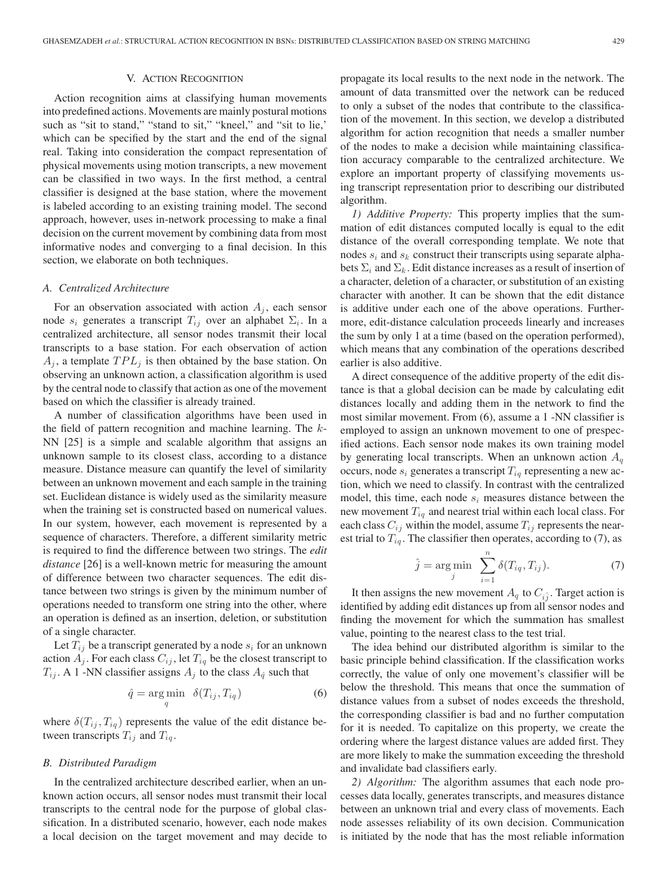## V. Action Recognition

Action recognition aims at classifying human movements into predefined actions. Movements are mainly postural motions such as "sit to stand," "stand to sit," "kneel," and "sit to lie,' which can be specified by the start and the end of the signal real. Taking into consideration the compact representation of physical movements using motion transcripts, a new movement can be classified in two ways. In the first method, a central classifier is designed at the base station, where the movement is labeled according to an existing training model. The second approach, however, uses in-network processing to make a final decision on the current movement by combining data from most informative nodes and converging to a final decision. In this section, we elaborate on both techniques.

### A. Centralized Architecture

For an observation associated with action $A_j$, each sensor node $s_i$ generates a transcript $T_{ij}$ over an alphabet $\Sigma_i$. In a centralized architecture, all sensor nodes transmit their local transcripts to a base station. For each observation of action $A_j$, a template $TPL_j$ is then obtained by the base station. On observing an unknown action, a classification algorithm is used by the central node to classify that action as one of the movement based on which the classifier is already trained.

A number of classification algorithms have been used in the field of pattern recognition and machine learning. The $k$-NN [25] is a simple and scalable algorithm that assigns an unknown sample to its closest class, according to a distance measure. Distance measure can quantify the level of similarity between an unknown movement and each sample in the training set. Euclidean distance is widely used as the similarity measure when the training set is constructed based on numerical values. In our system, however, each movement is represented by a sequence of characters. Therefore, a different similarity metric is required to find the difference between two strings. The *edit distance* [26] is a well-known metric for measuring the amount of difference between two character sequences. The edit distance between two strings is given by the minimum number of operations needed to transform one string into the other, where an operation is defined as an insertion, deletion, or substitution of a single character.

Let $T_{ij}$ be a transcript generated by a node $s_i$ for an unknown action $A_j$. For each class $C_{ij}$, let $T_{iq}$ be the closest transcript to $T_{ij}$. A 1 -NN classifier assigns $A_j$ to the class $A_{\hat{q}}$ such that

$$\hat{q} = \arg\min_{q} \quad \delta(T_{ij}, T_{iq}) \tag{6}$$

where $\delta(T_{ij}, T_{iq})$ represents the value of the edit distance between transcripts $T_{ij}$ and $T_{iq}$.

### B. Distributed Paradigm

In the centralized architecture described earlier, when an unknown action occurs, all sensor nodes must transmit their local transcripts to the central node for the purpose of global classification. In a distributed scenario, however, each node makes a local decision on the target movement and may decide to propagate its local results to the next node in the network. The amount of data transmitted over the network can be reduced to only a subset of the nodes that contribute to the classification of the movement. In this section, we develop a distributed algorithm for action recognition that needs a smaller number of the nodes to make a decision while maintaining classification accuracy comparable to the centralized architecture. We explore an important property of classifying movements using transcript representation prior to describing our distributed algorithm.

*1) Additive Property:* This property implies that the summation of edit distances computed locally is equal to the edit distance of the overall corresponding template. We note that nodes $s_i$ and $s_k$ construct their transcripts using separate alphabets $\Sigma_i$ and $\Sigma_k$. Edit distance increases as a result of insertion of a character, deletion of a character, or substitution of an existing character with another. It can be shown that the edit distance is additive under each one of the above operations. Furthermore, edit-distance calculation proceeds linearly and increases the sum by only 1 at a time (based on the operation performed), which means that any combination of the operations described earlier is also additive.

A direct consequence of the additive property of the edit distance is that a global decision can be made by calculating edit distances locally and adding them in the network to find the most similar movement. From (6), assume a 1 -NN classifier is employed to assign an unknown movement to one of prespecified actions. Each sensor node makes its own training model by generating local transcripts. When an unknown action $A_q$ occurs, node $s_i$ generates a transcript $T_{iq}$ representing a new action, which we need to classify. In contrast with the centralized model, this time, each node $s_i$ measures distance between the new movement $T_{iq}$ and nearest trial within each local class. For each class $C_{ij}$ within the model, assume $T_{ij}$ represents the nearest trial to $T_{iq}$. The classifier then operates, according to (7), as

$$\hat{j} = \arg\min_{j} \quad \sum_{i=1}^{n} \delta(T_{iq}, T_{ij}). \tag{7}$$

It then assigns the new movement $A_q$ to $C_{i\hat{j}}$. Target action is identified by adding edit distances up from all sensor nodes and finding the movement for which the summation has smallest value, pointing to the nearest class to the test trial.

The idea behind our distributed algorithm is similar to the basic principle behind classification. If the classification works correctly, the value of only one movement's classifier will be below the threshold. This means that once the summation of distance values from a subset of nodes exceeds the threshold, the corresponding classifier is bad and no further computation for it is needed. To capitalize on this property, we create the ordering where the largest distance values are added first. They are more likely to make the summation exceeding the threshold and invalidate bad classifiers early.

*2) Algorithm:* The algorithm assumes that each node processes data locally, generates transcripts, and measures distance between an unknown trial and every class of movements. Each node assesses reliability of its own decision. Communication is initiated by the node that has the most reliable information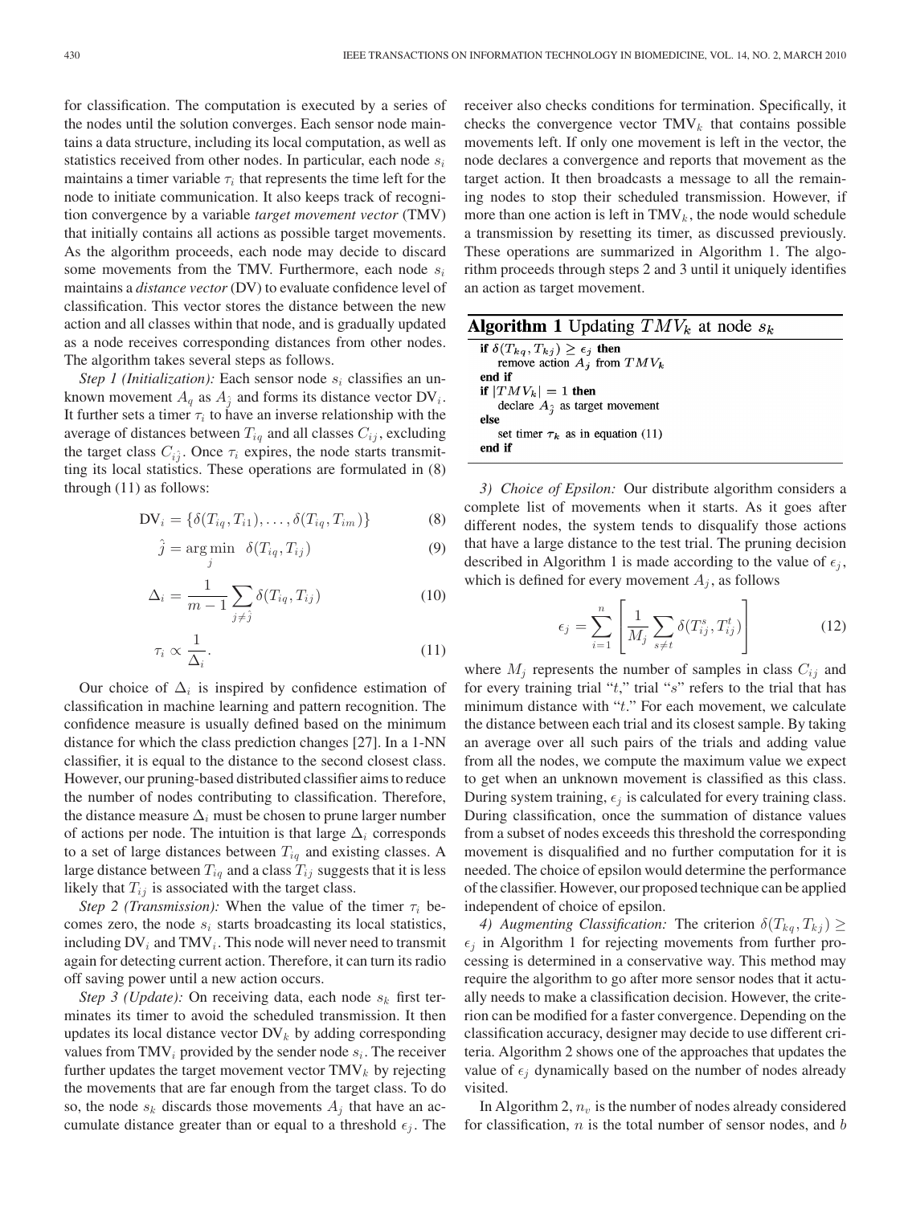for classification. The computation is executed by a series of the nodes until the solution converges. Each sensor node maintains a data structure, including its local computation, as well as statistics received from other nodes. In particular, each node $s_i$ maintains a timer variable $\tau_i$ that represents the time left for the node to initiate communication. It also keeps track of recognition convergence by a variable *target movement vector* (TMV) that initially contains all actions as possible target movements. As the algorithm proceeds, each node may decide to discard some movements from the TMV. Furthermore, each node $s_i$ maintains a *distance vector* (DV) to evaluate confidence level of classification. This vector stores the distance between the new action and all classes within that node, and is gradually updated as a node receives corresponding distances from other nodes. The algorithm takes several steps as follows.

*Step 1 (Initialization):* Each sensor node $s_i$ classifies an unknown movement $A_q$ as $A_{\hat{j}}$ and forms its distance vector $\text{DV}_i$. It further sets a timer $\tau_i$ to have an inverse relationship with the average of distances between $T_{iq}$ and all classes $C_{ij}$, excluding the target class $C_{i\hat{j}}$. Once $\tau_i$ expires, the node starts transmitting its local statistics. These operations are formulated in (8) through (11) as follows:

$$\text{DV}_i = \{\delta(T_{iq}, T_{i1}), \ldots, \delta(T_{iq}, T_{im})\} \tag{8}$$

$$\hat{j} = \arg\min_{j} \ \delta(T_{iq}, T_{ij}) \tag{9}$$

$$\Delta_i = \frac{1}{m-1} \sum_{j \neq \hat{j}} \delta(T_{iq}, T_{ij}) \tag{10}$$

$$\tau_i \propto \frac{1}{\Delta_i}. \tag{11}$$

Our choice of $\Delta_i$ is inspired by confidence estimation of classification in machine learning and pattern recognition. The confidence measure is usually defined based on the minimum distance for which the class prediction changes [27]. In a 1-NN classifier, it is equal to the distance to the second closest class. However, our pruning-based distributed classifier aims to reduce the number of nodes contributing to classification. Therefore, the distance measure $\Delta_i$ must be chosen to prune larger number of actions per node. The intuition is that large $\Delta_i$ corresponds to a set of large distances between $T_{iq}$ and existing classes. A large distance between $T_{iq}$ and a class $T_{ij}$ suggests that it is less likely that $T_{ij}$ is associated with the target class.

*Step 2 (Transmission):* When the value of the timer $\tau_i$ becomes zero, the node $s_i$ starts broadcasting its local statistics, including $\text{DV}_i$ and $\text{TMV}_i$. This node will never need to transmit again for detecting current action. Therefore, it can turn its radio off saving power until a new action occurs.

*Step 3 (Update):* On receiving data, each node $s_k$ first terminates its timer to avoid the scheduled transmission. It then updates its local distance vector $\text{DV}_k$ by adding corresponding values from $\text{TMV}_i$ provided by the sender node $s_i$. The receiver further updates the target movement vector $\text{TMV}_k$ by rejecting the movements that are far enough from the target class. To do so, the node $s_k$ discards those movements $A_j$ that have an accumulate distance greater than or equal to a threshold $\epsilon_j$. The receiver also checks conditions for termination. Specifically, it checks the convergence vector $\text{TMV}_k$ that contains possible movements left. If only one movement is left in the vector, the node declares a convergence and reports that movement as the target action. It then broadcasts a message to all the remaining nodes to stop their scheduled transmission. However, if more than one action is left in $\text{TMV}_k$, the node would schedule a transmission by resetting its timer, as discussed previously. These operations are summarized in Algorithm 1. The algorithm proceeds through steps 2 and 3 until it uniquely identifies an action as target movement.

**Algorithm 1** Updating $TMV_k$ at node $s_k$

```
if δ(T_kq, T_kj) ≥ ε_j then
    remove action A_j from TMV_k
end if
if |TMV_k| = 1 then
    declare A_ĵ as target movement
else
    set timer τ_k as in equation (11)
end if
```

*3) Choice of Epsilon:* Our distribute algorithm considers a complete list of movements when it starts. As it goes after different nodes, the system tends to disqualify those actions that have a large distance to the test trial. The pruning decision described in Algorithm 1 is made according to the value of $\epsilon_j$, which is defined for every movement $A_j$, as follows

$$\epsilon_j = \sum_{i=1}^{n} \left[ \frac{1}{M_j} \sum_{s \neq t} \delta(T_{ij}^s, T_{ij}^t) \right] \tag{12}$$

where $M_j$ represents the number of samples in class $C_{ij}$ and for every training trial "$t$," trial "$s$" refers to the trial that has minimum distance with "$t$." For each movement, we calculate the distance between each trial and its closest sample. By taking an average over all such pairs of the trials and adding value from all the nodes, we compute the maximum value we expect to get when an unknown movement is classified as this class. During system training, $\epsilon_j$ is calculated for every training class. During classification, once the summation of distance values from a subset of nodes exceeds this threshold the corresponding movement is disqualified and no further computation for it is needed. The choice of epsilon would determine the performance of the classifier. However, our proposed technique can be applied independent of choice of epsilon.

*4) Augmenting Classification:* The criterion $\delta(T_{kq}, T_{kj}) \geq \epsilon_j$ in Algorithm 1 for rejecting movements from further processing is determined in a conservative way. This method may require the algorithm to go after more sensor nodes that it actually needs to make a classification decision. However, the criterion can be modified for a faster convergence. Depending on the classification accuracy, designer may decide to use different criteria. Algorithm 2 shows one of the approaches that updates the value of $\epsilon_j$ dynamically based on the number of nodes already visited.

In Algorithm 2, $n_v$ is the number of nodes already considered for classification, $n$ is the total number of sensor nodes, and $b$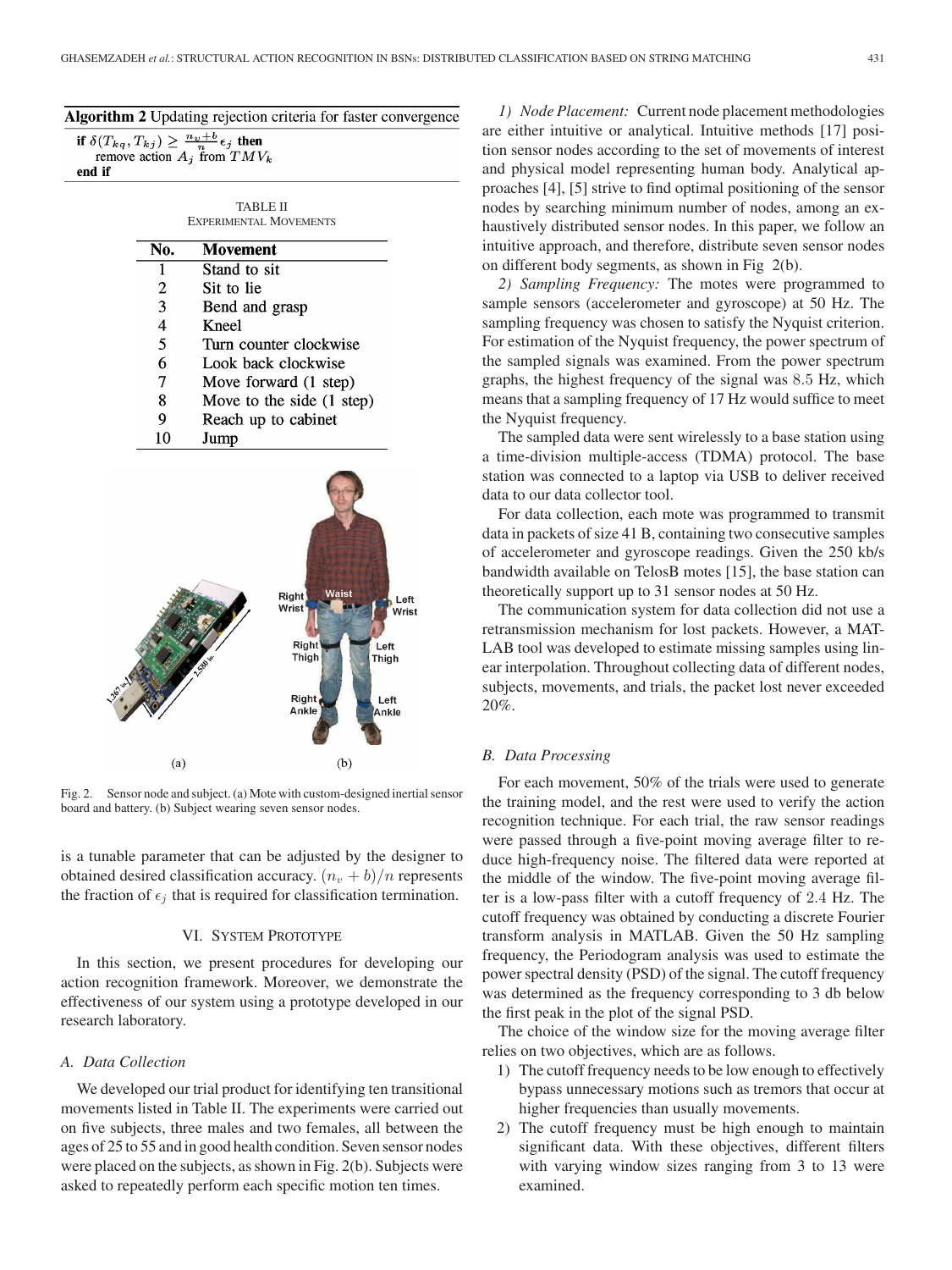**Algorithm 2** Updating rejection criteria for faster convergence

```
if δ(T_kq, T_kj) ≥ ((n_v + b)/n) ε_j then
    remove action A_j from TMV_k
end if
```

TABLE II
EXPERIMENTAL MOVEMENTS

| No. | Movement |
|---|---|
| 1 | Stand to sit |
| 2 | Sit to lie |
| 3 | Bend and grasp |
| 4 | Kneel |
| 5 | Turn counter clockwise |
| 6 | Look back clockwise |
| 7 | Move forward (1 step) |
| 8 | Move to the side (1 step) |
| 9 | Reach up to cabinet |
| 10 | Jump |

Fig. 2. Sensor node and subject. (a) Mote with custom-designed inertial sensor board and battery. (b) Subject wearing seven sensor nodes.

is a tunable parameter that can be adjusted by the designer to obtained desired classification accuracy. $(n_v + b)/n$ represents the fraction of $\epsilon_j$ that is required for classification termination.

## VI. System Prototype

In this section, we present procedures for developing our action recognition framework. Moreover, we demonstrate the effectiveness of our system using a prototype developed in our research laboratory.

### A. Data Collection

We developed our trial product for identifying ten transitional movements listed in Table II. The experiments were carried out on five subjects, three males and two females, all between the ages of 25 to 55 and in good health condition. Seven sensor nodes were placed on the subjects, as shown in Fig. 2(b). Subjects were asked to repeatedly perform each specific motion ten times.

*1) Node Placement:* Current node placement methodologies are either intuitive or analytical. Intuitive methods [17] position sensor nodes according to the set of movements of interest and physical model representing human body. Analytical approaches [4], [5] strive to find optimal positioning of the sensor nodes by searching minimum number of nodes, among an exhaustively distributed sensor nodes. In this paper, we follow an intuitive approach, and therefore, distribute seven sensor nodes on different body segments, as shown in Fig 2(b).

*2) Sampling Frequency:* The motes were programmed to sample sensors (accelerometer and gyroscope) at 50 Hz. The sampling frequency was chosen to satisfy the Nyquist criterion. For estimation of the Nyquist frequency, the power spectrum of the sampled signals was examined. From the power spectrum graphs, the highest frequency of the signal was 8.5 Hz, which means that a sampling frequency of 17 Hz would suffice to meet the Nyquist frequency.

The sampled data were sent wirelessly to a base station using a time-division multiple-access (TDMA) protocol. The base station was connected to a laptop via USB to deliver received data to our data collector tool.

For data collection, each mote was programmed to transmit data in packets of size 41 B, containing two consecutive samples of accelerometer and gyroscope readings. Given the 250 kb/s bandwidth available on TelosB motes [15], the base station can theoretically support up to 31 sensor nodes at 50 Hz.

The communication system for data collection did not use a retransmission mechanism for lost packets. However, a MATLAB tool was developed to estimate missing samples using linear interpolation. Throughout collecting data of different nodes, subjects, movements, and trials, the packet lost never exceeded 20%.

### B. Data Processing

For each movement, 50% of the trials were used to generate the training model, and the rest were used to verify the action recognition technique. For each trial, the raw sensor readings were passed through a five-point moving average filter to reduce high-frequency noise. The filtered data were reported at the middle of the window. The five-point moving average filter is a low-pass filter with a cutoff frequency of 2.4 Hz. The cutoff frequency was obtained by conducting a discrete Fourier transform analysis in MATLAB. Given the 50 Hz sampling frequency, the Periodogram analysis was used to estimate the power spectral density (PSD) of the signal. The cutoff frequency was determined as the frequency corresponding to 3 db below the first peak in the plot of the signal PSD.

The choice of the window size for the moving average filter relies on two objectives, which are as follows.

1) The cutoff frequency needs to be low enough to effectively bypass unnecessary motions such as tremors that occur at higher frequencies than usually movements.
2) The cutoff frequency must be high enough to maintain significant data. With these objectives, different filters with varying window sizes ranging from 3 to 13 were examined.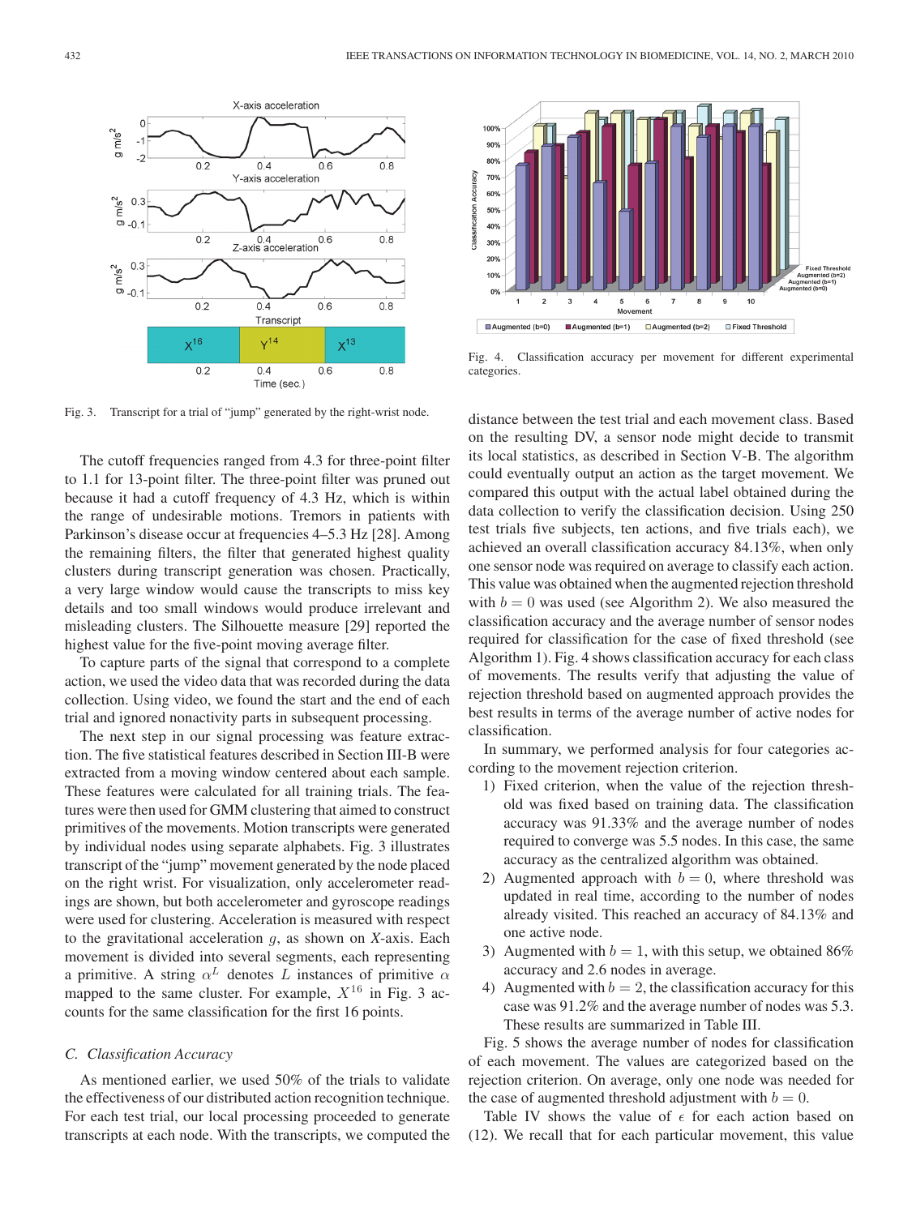Fig. 3. Transcript for a trial of "jump" generated by the right-wrist node.

The cutoff frequencies ranged from 4.3 for three-point filter to 1.1 for 13-point filter. The three-point filter was pruned out because it had a cutoff frequency of 4.3 Hz, which is within the range of undesirable motions. Tremors in patients with Parkinson's disease occur at frequencies 4–5.3 Hz [28]. Among the remaining filters, the filter that generated highest quality clusters during transcript generation was chosen. Practically, a very large window would cause the transcripts to miss key details and too small windows would produce irrelevant and misleading clusters. The Silhouette measure [29] reported the highest value for the five-point moving average filter.

To capture parts of the signal that correspond to a complete action, we used the video data that was recorded during the data collection. Using video, we found the start and the end of each trial and ignored nonactivity parts in subsequent processing.

The next step in our signal processing was feature extraction. The five statistical features described in Section III-B were extracted from a moving window centered about each sample. These features were calculated for all training trials. The features were then used for GMM clustering that aimed to construct primitives of the movements. Motion transcripts were generated by individual nodes using separate alphabets. Fig. 3 illustrates transcript of the "jump" movement generated by the node placed on the right wrist. For visualization, only accelerometer readings are shown, but both accelerometer and gyroscope readings were used for clustering. Acceleration is measured with respect to the gravitational acceleration $g$, as shown on $X$-axis. Each movement is divided into several segments, each representing a primitive. A string $\alpha^L$ denotes $L$ instances of primitive $\alpha$ mapped to the same cluster. For example, $X^{16}$ in Fig. 3 accounts for the same classification for the first 16 points.

### C. Classification Accuracy

As mentioned earlier, we used 50% of the trials to validate the effectiveness of our distributed action recognition technique. For each test trial, our local processing proceeded to generate transcripts at each node. With the transcripts, we computed the distance between the test trial and each movement class. Based on the resulting DV, a sensor node might decide to transmit its local statistics, as described in Section V-B. The algorithm could eventually output an action as the target movement. We compared this output with the actual label obtained during the data collection to verify the classification decision. Using 250 test trials five subjects, ten actions, and five trials each), we achieved an overall classification accuracy 84.13%, when only one sensor node was required on average to classify each action. This value was obtained when the augmented rejection threshold with $b = 0$ was used (see Algorithm 2). We also measured the classification accuracy and the average number of sensor nodes required for classification for the case of fixed threshold (see Algorithm 1). Fig. 4 shows classification accuracy for each class of movements. The results verify that adjusting the value of rejection threshold based on augmented approach provides the best results in terms of the average number of active nodes for classification.

Fig. 4. Classification accuracy per movement for different experimental categories.

In summary, we performed analysis for four categories according to the movement rejection criterion.

1) Fixed criterion, when the value of the rejection threshold was fixed based on training data. The classification accuracy was 91.33% and the average number of nodes required to converge was 5.5 nodes. In this case, the same accuracy as the centralized algorithm was obtained.
2) Augmented approach with $b = 0$, where threshold was updated in real time, according to the number of nodes already visited. This reached an accuracy of 84.13% and one active node.
3) Augmented with $b = 1$, with this setup, we obtained 86% accuracy and 2.6 nodes in average.
4) Augmented with $b = 2$, the classification accuracy for this case was 91.2% and the average number of nodes was 5.3. These results are summarized in Table III.

Fig. 5 shows the average number of nodes for classification of each movement. The values are categorized based on the rejection criterion. On average, only one node was needed for the case of augmented threshold adjustment with $b = 0$.

Table IV shows the value of $\epsilon$ for each action based on (12). We recall that for each particular movement, this value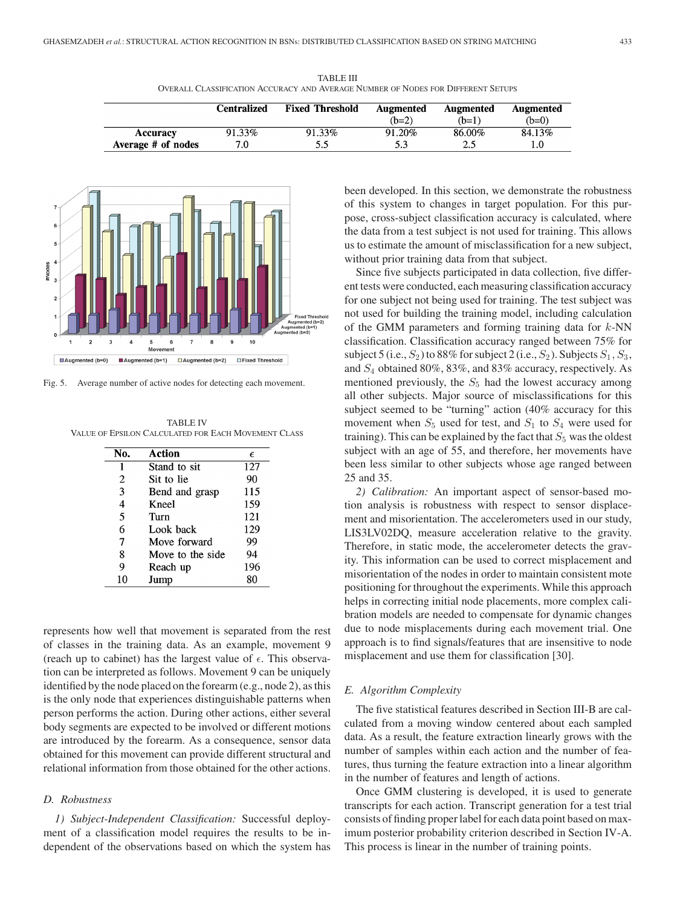TABLE III
Overall Classification Accuracy and Average Number of Nodes for Different Setups

| | Centralized | Fixed Threshold | Augmented (b=2) | Augmented (b=1) | Augmented (b=0) |
|---|---|---|---|---|---|
| Accuracy | 91.33% | 91.33% | 91.20% | 86.00% | 84.13% |
| Average # of nodes | 7.0 | 5.5 | 5.3 | 2.5 | 1.0 |

Fig. 5. Average number of active nodes for detecting each movement.

TABLE IV
Value of Epsilon Calculated for Each Movement Class

| No. | Action | $\epsilon$ |
|---|---|---|
| 1 | Stand to sit | 127 |
| 2 | Sit to lie | 90 |
| 3 | Bend and grasp | 115 |
| 4 | Kneel | 159 |
| 5 | Turn | 121 |
| 6 | Look back | 129 |
| 7 | Move forward | 99 |
| 8 | Move to the side | 94 |
| 9 | Reach up | 196 |
| 10 | Jump | 80 |

represents how well that movement is separated from the rest of classes in the training data. As an example, movement 9 (reach up to cabinet) has the largest value of $\epsilon$. This observation can be interpreted as follows. Movement 9 can be uniquely identified by the node placed on the forearm (e.g., node 2), as this is the only node that experiences distinguishable patterns when person performs the action. During other actions, either several body segments are expected to be involved or different motions are introduced by the forearm. As a consequence, sensor data obtained for this movement can provide different structural and relational information from those obtained for the other actions.

### *D. Robustness*

*1) Subject-Independent Classification:* Successful deployment of a classification model requires the results to be independent of the observations based on which the system has been developed. In this section, we demonstrate the robustness of this system to changes in target population. For this purpose, cross-subject classification accuracy is calculated, where the data from a test subject is not used for training. This allows us to estimate the amount of misclassification for a new subject, without prior training data from that subject.

Since five subjects participated in data collection, five different tests were conducted, each measuring classification accuracy for one subject not being used for training. The test subject was not used for building the training model, including calculation of the GMM parameters and forming training data for $k$-NN classification. Classification accuracy ranged between 75% for subject 5 (i.e., $S_2$) to 88% for subject 2 (i.e., $S_2$). Subjects $S_1$, $S_3$, and $S_4$ obtained 80%, 83%, and 83% accuracy, respectively. As mentioned previously, the $S_5$ had the lowest accuracy among all other subjects. Major source of misclassifications for this subject seemed to be "turning" action (40% accuracy for this movement when $S_5$ used for test, and $S_1$ to $S_4$ were used for training). This can be explained by the fact that $S_5$ was the oldest subject with an age of 55, and therefore, her movements have been less similar to other subjects whose age ranged between 25 and 35.

*2) Calibration:* An important aspect of sensor-based motion analysis is robustness with respect to sensor displacement and misorientation. The accelerometers used in our study, LIS3LV02DQ, measure acceleration relative to the gravity. Therefore, in static mode, the accelerometer detects the gravity. This information can be used to correct misplacement and misorientation of the nodes in order to maintain consistent mote positioning for throughout the experiments. While this approach helps in correcting initial node placements, more complex calibration models are needed to compensate for dynamic changes due to node misplacements during each movement trial. One approach is to find signals/features that are insensitive to node misplacement and use them for classification [30].

### *E. Algorithm Complexity*

The five statistical features described in Section III-B are calculated from a moving window centered about each sampled data. As a result, the feature extraction linearly grows with the number of samples within each action and the number of features, thus turning the feature extraction into a linear algorithm in the number of features and length of actions.

Once GMM clustering is developed, it is used to generate transcripts for each action. Transcript generation for a test trial consists of finding proper label for each data point based on maximum posterior probability criterion described in Section IV-A. This process is linear in the number of training points.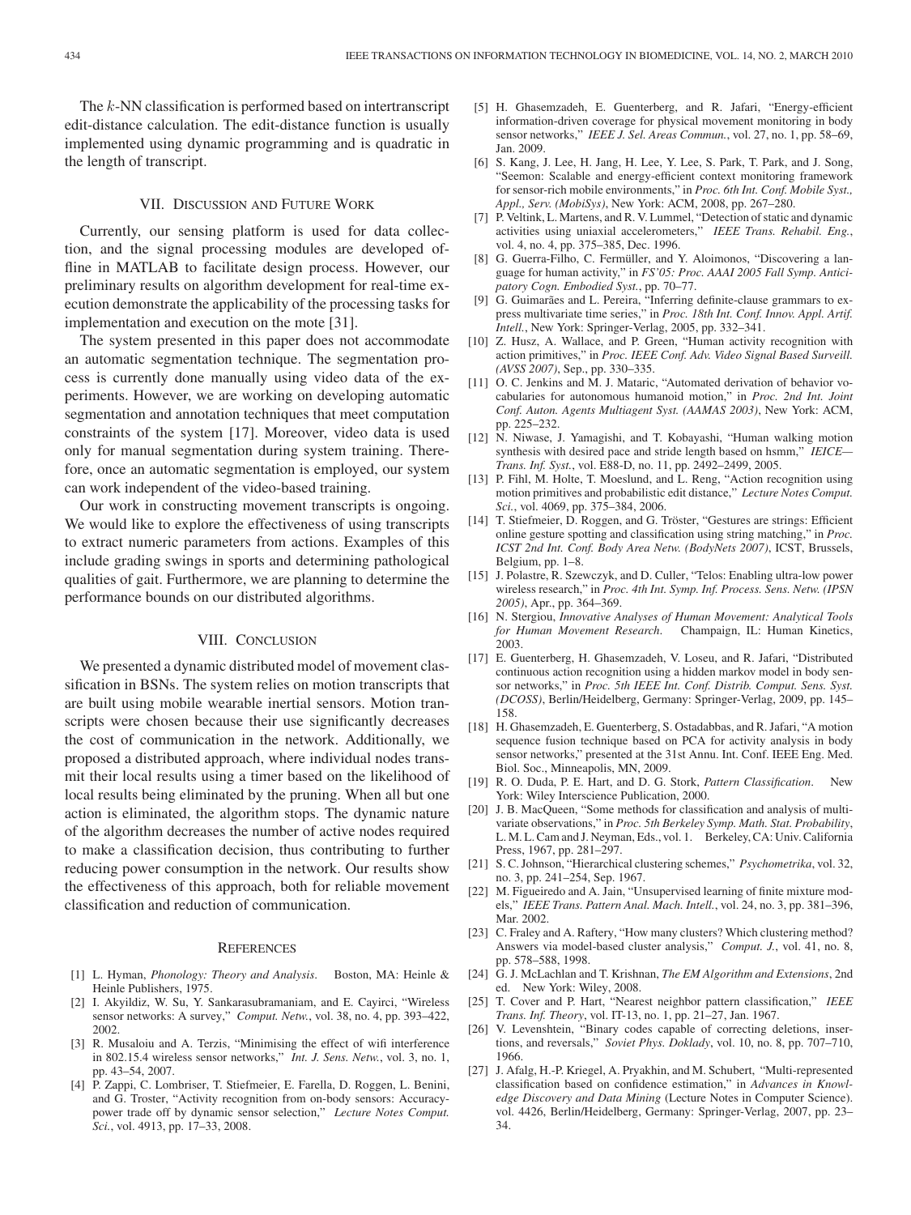The $k$-NN classification is performed based on intertranscript edit-distance calculation. The edit-distance function is usually implemented using dynamic programming and is quadratic in the length of transcript.

## VII. Discussion and Future Work

Currently, our sensing platform is used for data collection, and the signal processing modules are developed offline in MATLAB to facilitate design process. However, our preliminary results on algorithm development for real-time execution demonstrate the applicability of the processing tasks for implementation and execution on the mote [31].

The system presented in this paper does not accommodate an automatic segmentation technique. The segmentation process is currently done manually using video data of the experiments. However, we are working on developing automatic segmentation and annotation techniques that meet computation constraints of the system [17]. Moreover, video data is used only for manual segmentation during system training. Therefore, once an automatic segmentation is employed, our system can work independent of the video-based training.

Our work in constructing movement transcripts is ongoing. We would like to explore the effectiveness of using transcripts to extract numeric parameters from actions. Examples of this include grading swings in sports and determining pathological qualities of gait. Furthermore, we are planning to determine the performance bounds on our distributed algorithms.

## VIII. Conclusion

We presented a dynamic distributed model of movement classification in BSNs. The system relies on motion transcripts that are built using mobile wearable inertial sensors. Motion transcripts were chosen because their use significantly decreases the cost of communication in the network. Additionally, we proposed a distributed approach, where individual nodes transmit their local results using a timer based on the likelihood of local results being eliminated by the pruning. When all but one action is eliminated, the algorithm stops. The dynamic nature of the algorithm decreases the number of active nodes required to make a classification decision, thus contributing to further reducing power consumption in the network. Our results show the effectiveness of this approach, both for reliable movement classification and reduction of communication.

## References

[1] L. Hyman, *Phonology: Theory and Analysis*. Boston, MA: Heinle & Heinle Publishers, 1975.

[2] I. Akyildiz, W. Su, Y. Sankarasubramaniam, and E. Cayirci, "Wireless sensor networks: A survey," *Comput. Netw.*, vol. 38, no. 4, pp. 393–422, 2002.

[3] R. Musaloiu and A. Terzis, "Minimising the effect of wifi interference in 802.15.4 wireless sensor networks," *Int. J. Sens. Netw.*, vol. 3, no. 1, pp. 43–54, 2007.

[4] P. Zappi, C. Lombriser, T. Stiefmeier, E. Farella, D. Roggen, L. Benini, and G. Troster, "Activity recognition from on-body sensors: Accuracy-power trade off by dynamic sensor selection," *Lecture Notes Comput. Sci.*, vol. 4913, pp. 17–33, 2008.

[5] H. Ghasemzadeh, E. Guenterberg, and R. Jafari, "Energy-efficient information-driven coverage for physical movement monitoring in body sensor networks," *IEEE J. Sel. Areas Commun.*, vol. 27, no. 1, pp. 58–69, Jan. 2009.

[6] S. Kang, J. Lee, H. Jang, H. Lee, Y. Lee, S. Park, T. Park, and J. Song, "Seemon: Scalable and energy-efficient context monitoring framework for sensor-rich mobile environments," in *Proc. 6th Int. Conf. Mobile Syst., Appl., Serv. (MobiSys)*, New York: ACM, 2008, pp. 267–280.

[7] P. Veltink, L. Martens, and R. V. Lummel, "Detection of static and dynamic activities using uniaxial accelerometers," *IEEE Trans. Rehabil. Eng.*, vol. 4, no. 4, pp. 375–385, Dec. 1996.

[8] G. Guerra-Filho, C. Fermüller, and Y. Aloimonos, "Discovering a language for human activity," in *FS'05: Proc. AAAI 2005 Fall Symp. Anticipatory Cogn. Embodied Syst.*, pp. 70–77.

[9] G. Guimarães and L. Pereira, "Inferring definite-clause grammars to express multivariate time series," in *Proc. 18th Int. Conf. Innov. Appl. Artif. Intell.*, New York: Springer-Verlag, 2005, pp. 332–341.

[10] Z. Husz, A. Wallace, and P. Green, "Human activity recognition with action primitives," in *Proc. IEEE Conf. Adv. Video Signal Based Surveill. (AVSS 2007)*, Sep., pp. 330–335.

[11] O. C. Jenkins and M. J. Mataric, "Automated derivation of behavior vocabularies for autonomous humanoid motion," in *Proc. 2nd Int. Joint Conf. Auton. Agents Multiagent Syst. (AAMAS 2003)*, New York: ACM, pp. 225–232.

[12] N. Niwase, J. Yamagishi, and T. Kobayashi, "Human walking motion synthesis with desired pace and stride length based on hsmm," *IEICE—Trans. Inf. Syst.*, vol. E88-D, no. 11, pp. 2492–2499, 2005.

[13] P. Fihl, M. Holte, T. Moeslund, and L. Reng, "Action recognition using motion primitives and probabilistic edit distance," *Lecture Notes Comput. Sci.*, vol. 4069, pp. 375–384, 2006.

[14] T. Stiefmeier, D. Roggen, and G. Tröster, "Gestures are strings: Efficient online gesture spotting and classification using string matching," in *Proc. ICST 2nd Int. Conf. Body Area Netw. (BodyNets 2007)*, ICST, Brussels, Belgium, pp. 1–8.

[15] J. Polastre, R. Szewczyk, and D. Culler, "Telos: Enabling ultra-low power wireless research," in *Proc. 4th Int. Symp. Inf. Process. Sens. Netw. (IPSN 2005)*, Apr., pp. 364–369.

[16] N. Stergiou, *Innovative Analyses of Human Movement: Analytical Tools for Human Movement Research*. Champaign, IL: Human Kinetics, 2003.

[17] E. Guenterberg, H. Ghasemzadeh, V. Loseu, and R. Jafari, "Distributed continuous action recognition using a hidden markov model in body sensor networks," in *Proc. 5th IEEE Int. Conf. Distrib. Comput. Sens. Syst. (DCOSS)*, Berlin/Heidelberg, Germany: Springer-Verlag, 2009, pp. 145–158.

[18] H. Ghasemzadeh, E. Guenterberg, S. Ostadabbas, and R. Jafari, "A motion sequence fusion technique based on PCA for activity analysis in body sensor networks," presented at the 31st Annu. Int. Conf. IEEE Eng. Med. Biol. Soc., Minneapolis, MN, 2009.

[19] R. O. Duda, P. E. Hart, and D. G. Stork, *Pattern Classification*. New York: Wiley Interscience Publication, 2000.

[20] J. B. MacQueen, "Some methods for classification and analysis of multivariate observations," in *Proc. 5th Berkeley Symp. Math. Stat. Probability*, L. M. L. Cam and J. Neyman, Eds., vol. 1. Berkeley, CA: Univ. California Press, 1967, pp. 281–297.

[21] S. C. Johnson, "Hierarchical clustering schemes," *Psychometrika*, vol. 32, no. 3, pp. 241–254, Sep. 1967.

[22] M. Figueiredo and A. Jain, "Unsupervised learning of finite mixture models," *IEEE Trans. Pattern Anal. Mach. Intell.*, vol. 24, no. 3, pp. 381–396, Mar. 2002.

[23] C. Fraley and A. Raftery, "How many clusters? Which clustering method? Answers via model-based cluster analysis," *Comput. J.*, vol. 41, no. 8, pp. 578–588, 1998.

[24] G. J. McLachlan and T. Krishnan, *The EM Algorithm and Extensions*, 2nd ed. New York: Wiley, 2008.

[25] T. Cover and P. Hart, "Nearest neighbor pattern classification," *IEEE Trans. Inf. Theory*, vol. IT-13, no. 1, pp. 21–27, Jan. 1967.

[26] V. Levenshtein, "Binary codes capable of correcting deletions, insertions, and reversals," *Soviet Phys. Doklady*, vol. 10, no. 8, pp. 707–710, 1966.

[27] J. Afalg, H.-P. Kriegel, A. Pryakhin, and M. Schubert, "Multi-represented classification based on confidence estimation," in *Advances in Knowledge Discovery and Data Mining* (Lecture Notes in Computer Science). vol. 4426, Berlin/Heidelberg, Germany: Springer-Verlag, 2007, pp. 23–34.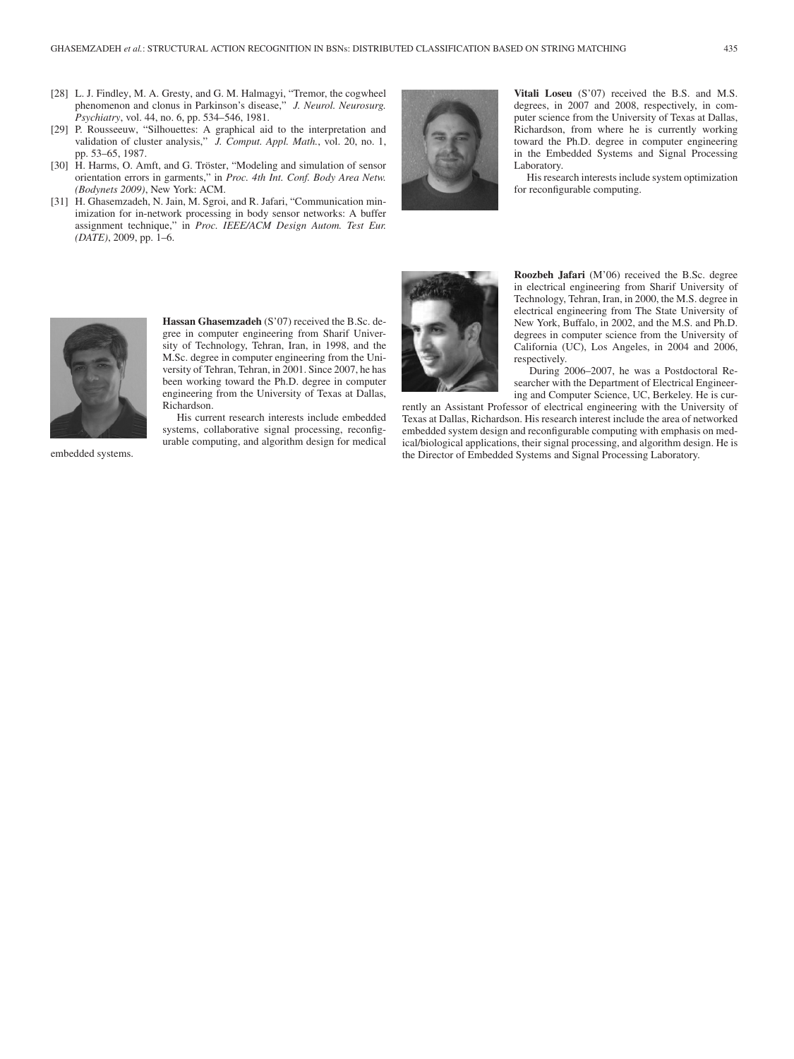[28] L. J. Findley, M. A. Gresty, and G. M. Halmagyi, "Tremor, the cogwheel phenomenon and clonus in Parkinson's disease," *J. Neurol. Neurosurg. Psychiatry*, vol. 44, no. 6, pp. 534–546, 1981.

[29] P. Rousseeuw, "Silhouettes: A graphical aid to the interpretation and validation of cluster analysis," *J. Comput. Appl. Math.*, vol. 20, no. 1, pp. 53–65, 1987.

[30] H. Harms, O. Amft, and G. Tröster, "Modeling and simulation of sensor orientation errors in garments," in *Proc. 4th Int. Conf. Body Area Netw. (Bodynets 2009)*, New York: ACM.

[31] H. Ghasemzadeh, N. Jain, M. Sgroi, and R. Jafari, "Communication minimization for in-network processing in body sensor networks: A buffer assignment technique," in *Proc. IEEE/ACM Design Autom. Test Eur. (DATE)*, 2009, pp. 1–6.

**Hassan Ghasemzadeh** (S'07) received the B.Sc. degree in computer engineering from Sharif University of Technology, Tehran, Iran, in 1998, and the M.Sc. degree in computer engineering from the University of Tehran, Tehran, in 2001. Since 2007, he has been working toward the Ph.D. degree in computer engineering from the University of Texas at Dallas, Richardson.

His current research interests include embedded systems, collaborative signal processing, reconfigurable computing, and algorithm design for medical embedded systems.

**Vitali Loseu** (S'07) received the B.S. and M.S. degrees, in 2007 and 2008, respectively, in computer science from the University of Texas at Dallas, Richardson, from where he is currently working toward the Ph.D. degree in computer engineering in the Embedded Systems and Signal Processing Laboratory.

His research interests include system optimization for reconfigurable computing.

**Roozbeh Jafari** (M'06) received the B.Sc. degree in electrical engineering from Sharif University of Technology, Tehran, Iran, in 2000, the M.S. degree in electrical engineering from The State University of New York, Buffalo, in 2002, and the M.S. and Ph.D. degrees in computer science from the University of California (UC), Los Angeles, in 2004 and 2006, respectively.

During 2006–2007, he was a Postdoctoral Researcher with the Department of Electrical Engineering and Computer Science, UC, Berkeley. He is currently an Assistant Professor of electrical engineering with the University of Texas at Dallas, Richardson. His research interest include the area of networked embedded system design and reconfigurable computing with emphasis on medical/biological applications, their signal processing, and algorithm design. He is the Director of Embedded Systems and Signal Processing Laboratory.